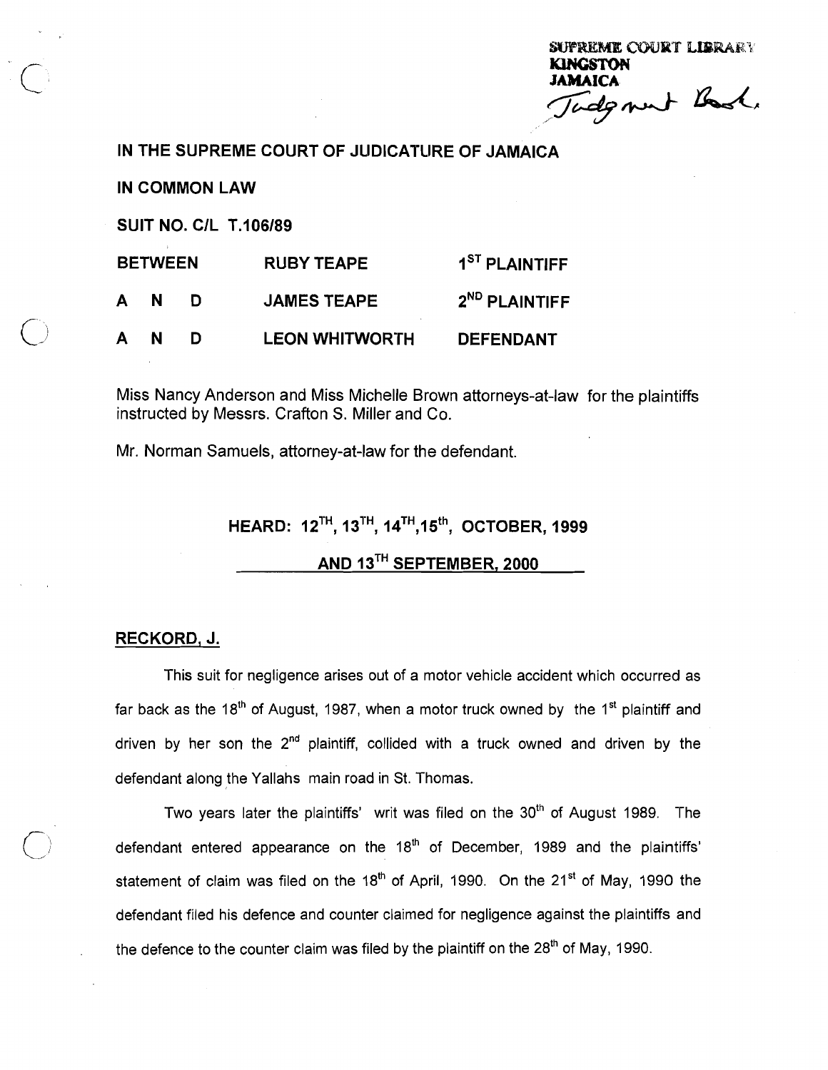SUPREME COURT LIBRARY
KINGSTON
JAMAICA
Judgment Book.

# IN THE SUPREME COURT OF JUDICATURE OF JAMAICA

**IN COMMON LAW**

**SUIT NO. C/L T.106/89**

| | | |
|---|---|---|
| **BETWEEN** | **RUBY TEAPE** | **1ST PLAINTIFF** |
| **A N D** | **JAMES TEAPE** | **2ND PLAINTIFF** |
| **A N D** | **LEON WHITWORTH** | **DEFENDANT** |

Miss Nancy Anderson and Miss Michelle Brown attorneys-at-law for the plaintiffs instructed by Messrs. Crafton S. Miller and Co.

Mr. Norman Samuels, attorney-at-law for the defendant.

## HEARD: 12TH, 13TH, 14TH, 15th, OCTOBER, 1999 AND 13TH SEPTEMBER, 2000

**RECKORD, J.**

This suit for negligence arises out of a motor vehicle accident which occurred as far back as the 18th of August, 1987, when a motor truck owned by the 1st plaintiff and driven by her son the 2nd plaintiff, collided with a truck owned and driven by the defendant along the Yallahs main road in St. Thomas.

Two years later the plaintiffs' writ was filed on the 30th of August 1989. The defendant entered appearance on the 18th of December, 1989 and the plaintiffs' statement of claim was filed on the 18th of April, 1990. On the 21st of May, 1990 the defendant filed his defence and counter claimed for negligence against the plaintiffs and the defence to the counter claim was filed by the plaintiff on the 28th of May, 1990.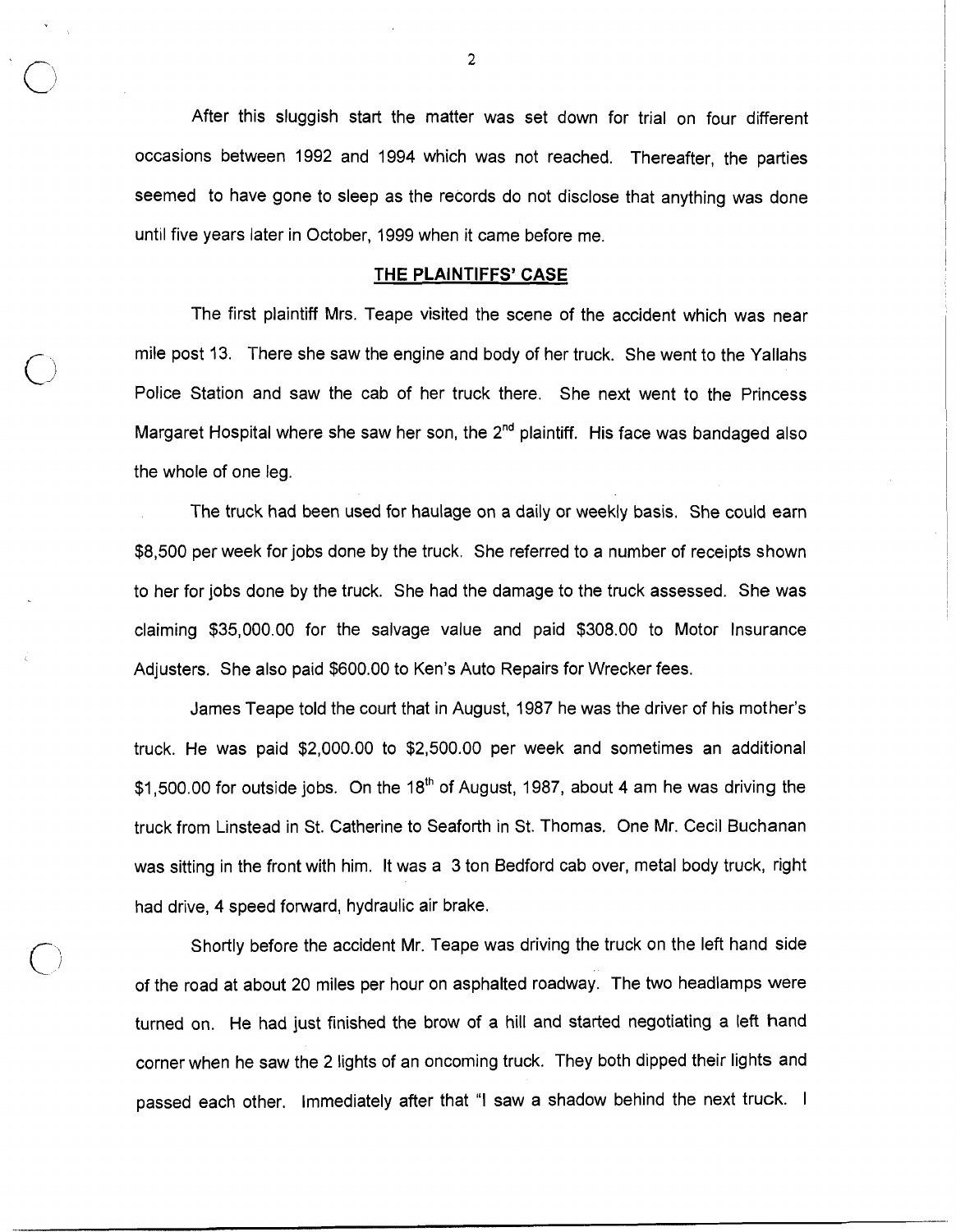After this sluggish start the matter was set down for trial on four different occasions between 1992 and 1994 which was not reached. Thereafter, the parties seemed to have gone to sleep as the records do not disclose that anything was done until five years later in October, 1999 when it came before me.

## THE PLAINTIFFS' CASE

The first plaintiff Mrs. Teape visited the scene of the accident which was near mile post 13. There she saw the engine and body of her truck. She went to the Yallahs Police Station and saw the cab of her truck there. She next went to the Princess Margaret Hospital where she saw her son, the 2nd plaintiff. His face was bandaged also the whole of one leg.

The truck had been used for haulage on a daily or weekly basis. She could earn $8,500 per week for jobs done by the truck. She referred to a number of receipts shown to her for jobs done by the truck. She had the damage to the truck assessed. She was claiming $35,000.00 for the salvage value and paid $308.00 to Motor Insurance Adjusters. She also paid $600.00 to Ken's Auto Repairs for Wrecker fees.

James Teape told the court that in August, 1987 he was the driver of his mother's truck. He was paid $2,000.00 to $2,500.00 per week and sometimes an additional $1,500.00 for outside jobs. On the 18th of August, 1987, about 4 am he was driving the truck from Linstead in St. Catherine to Seaforth in St. Thomas. One Mr. Cecil Buchanan was sitting in the front with him. It was a 3 ton Bedford cab over, metal body truck, right had drive, 4 speed forward, hydraulic air brake.

Shortly before the accident Mr. Teape was driving the truck on the left hand side of the road at about 20 miles per hour on asphalted roadway. The two headlamps were turned on. He had just finished the brow of a hill and started negotiating a left hand corner when he saw the 2 lights of an oncoming truck. They both dipped their lights and passed each other. Immediately after that "I saw a shadow behind the next truck. I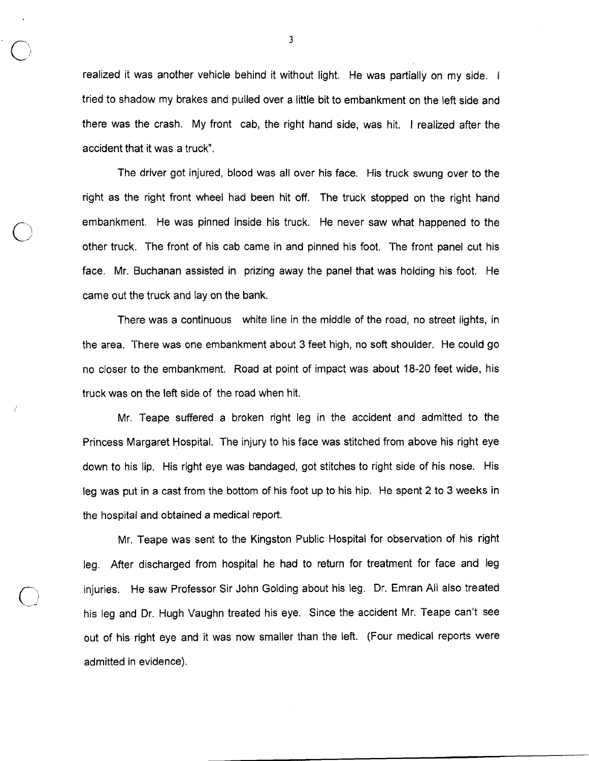realized it was another vehicle behind it without light. He was partially on my side. I tried to shadow my brakes and pulled over a little bit to embankment on the left side and there was the crash. My front cab, the right hand side, was hit. I realized after the accident that it was a truck".

The driver got injured, blood was all over his face. His truck swung over to the right as the right front wheel had been hit off. The truck stopped on the right hand embankment. He was pinned inside his truck. He never saw what happened to the other truck. The front of his cab came in and pinned his foot. The front panel cut his face. Mr. Buchanan assisted in prizing away the panel that was holding his foot. He came out the truck and lay on the bank.

There was a continuous white line in the middle of the road, no street lights, in the area. There was one embankment about 3 feet high, no soft shoulder. He could go no closer to the embankment. Road at point of impact was about 18-20 feet wide, his truck was on the left side of the road when hit.

Mr. Teape suffered a broken right leg in the accident and admitted to the Princess Margaret Hospital. The injury to his face was stitched from above his right eye down to his lip. His right eye was bandaged, got stitches to right side of his nose. His leg was put in a cast from the bottom of his foot up to his hip. He spent 2 to 3 weeks in the hospital and obtained a medical report.

Mr. Teape was sent to the Kingston Public Hospital for observation of his right leg. After discharged from hospital he had to return for treatment for face and leg injuries. He saw Professor Sir John Golding about his leg. Dr. Emran Ali also treated his leg and Dr. Hugh Vaughn treated his eye. Since the accident Mr. Teape can't see out of his right eye and it was now smaller than the left. (Four medical reports were admitted in evidence).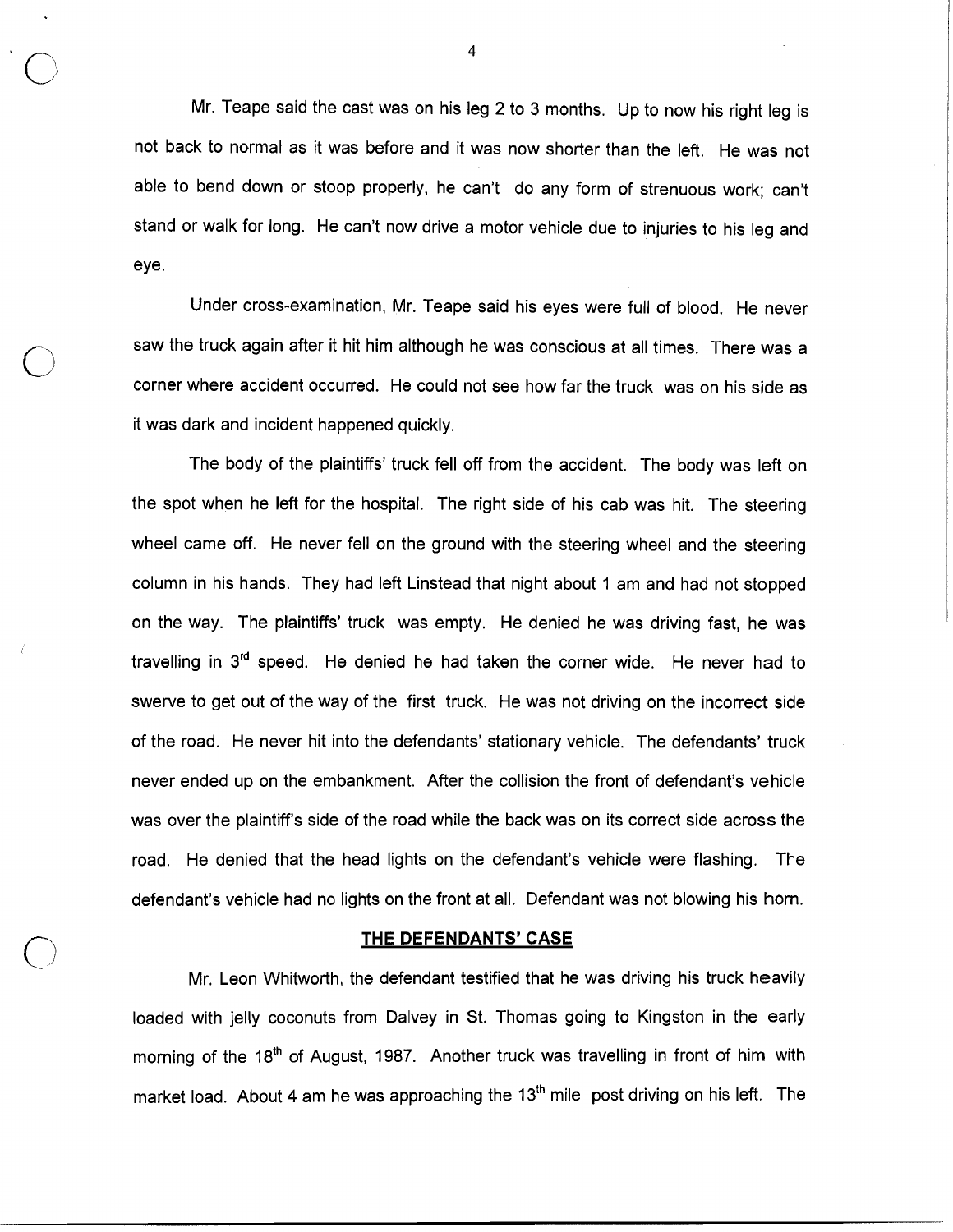Mr. Teape said the cast was on his leg 2 to 3 months. Up to now his right leg is not back to normal as it was before and it was now shorter than the left. He was not able to bend down or stoop properly, he can't do any form of strenuous work; can't stand or walk for long. He can't now drive a motor vehicle due to injuries to his leg and eye.

Under cross-examination, Mr. Teape said his eyes were full of blood. He never saw the truck again after it hit him although he was conscious at all times. There was a corner where accident occurred. He could not see how far the truck was on his side as it was dark and incident happened quickly.

The body of the plaintiffs' truck fell off from the accident. The body was left on the spot when he left for the hospital. The right side of his cab was hit. The steering wheel came off. He never fell on the ground with the steering wheel and the steering column in his hands. They had left Linstead that night about 1 am and had not stopped on the way. The plaintiffs' truck was empty. He denied he was driving fast, he was travelling in 3rd speed. He denied he had taken the corner wide. He never had to swerve to get out of the way of the first truck. He was not driving on the incorrect side of the road. He never hit into the defendants' stationary vehicle. The defendants' truck never ended up on the embankment. After the collision the front of defendant's vehicle was over the plaintiff's side of the road while the back was on its correct side across the road. He denied that the head lights on the defendant's vehicle were flashing. The defendant's vehicle had no lights on the front at all. Defendant was not blowing his horn.

## THE DEFENDANTS' CASE

Mr. Leon Whitworth, the defendant testified that he was driving his truck heavily loaded with jelly coconuts from Dalvey in St. Thomas going to Kingston in the early morning of the 18th of August, 1987. Another truck was travelling in front of him with market load. About 4 am he was approaching the 13th mile post driving on his left. The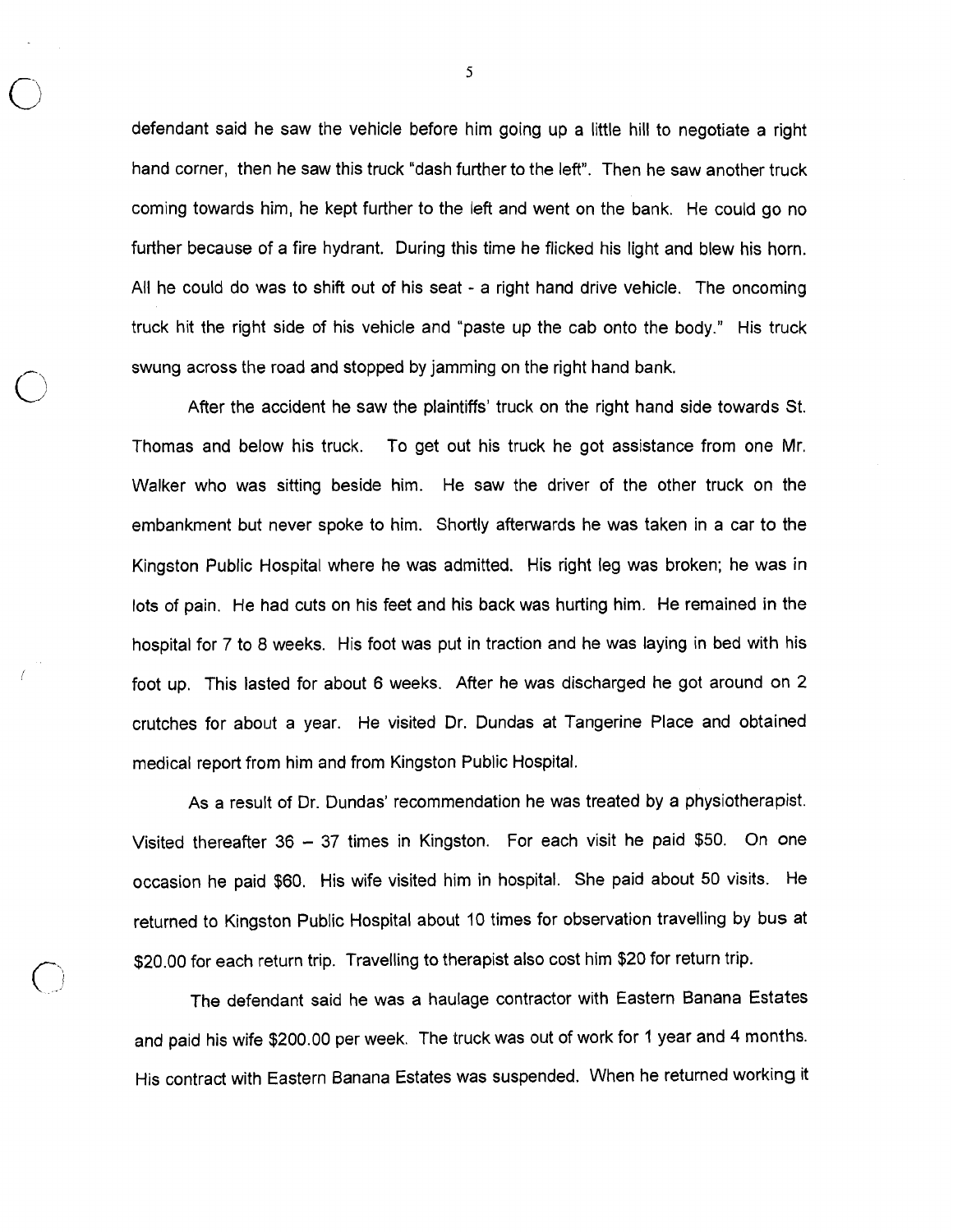defendant said he saw the vehicle before him going up a little hill to negotiate a right hand corner, then he saw this truck "dash further to the left". Then he saw another truck coming towards him, he kept further to the left and went on the bank. He could go no further because of a fire hydrant. During this time he flicked his light and blew his horn. All he could do was to shift out of his seat - a right hand drive vehicle. The oncoming truck hit the right side of his vehicle and "paste up the cab onto the body." His truck swung across the road and stopped by jamming on the right hand bank.

After the accident he saw the plaintiffs' truck on the right hand side towards St. Thomas and below his truck. To get out his truck he got assistance from one Mr. Walker who was sitting beside him. He saw the driver of the other truck on the embankment but never spoke to him. Shortly afterwards he was taken in a car to the Kingston Public Hospital where he was admitted. His right leg was broken; he was in lots of pain. He had cuts on his feet and his back was hurting him. He remained in the hospital for 7 to 8 weeks. His foot was put in traction and he was laying in bed with his foot up. This lasted for about 6 weeks. After he was discharged he got around on 2 crutches for about a year. He visited Dr. Dundas at Tangerine Place and obtained medical report from him and from Kingston Public Hospital.

As a result of Dr. Dundas' recommendation he was treated by a physiotherapist. Visited thereafter 36 – 37 times in Kingston. For each visit he paid $50. On one occasion he paid $60. His wife visited him in hospital. She paid about 50 visits. He returned to Kingston Public Hospital about 10 times for observation travelling by bus at $20.00 for each return trip. Travelling to therapist also cost him $20 for return trip.

The defendant said he was a haulage contractor with Eastern Banana Estates and paid his wife $200.00 per week. The truck was out of work for 1 year and 4 months. His contract with Eastern Banana Estates was suspended. When he returned working it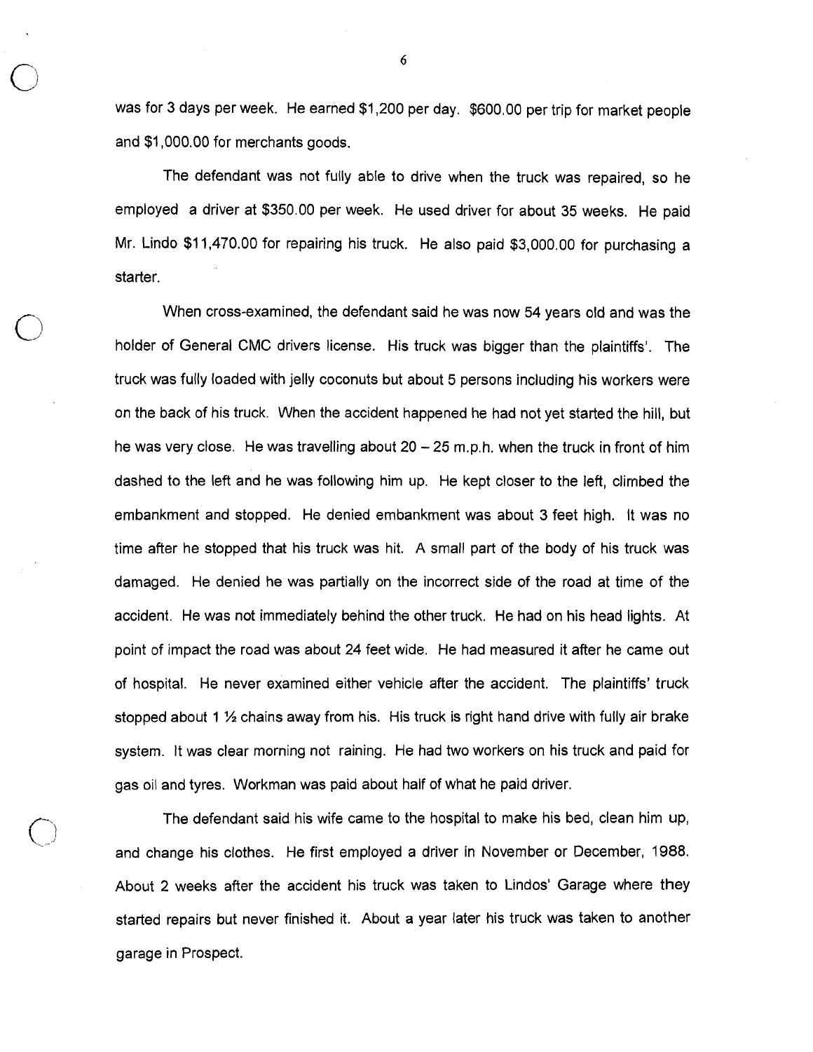was for 3 days per week. He earned $1,200 per day. $600.00 per trip for market people and $1,000.00 for merchants goods.

The defendant was not fully able to drive when the truck was repaired, so he employed a driver at $350.00 per week. He used driver for about 35 weeks. He paid Mr. Lindo $11,470.00 for repairing his truck. He also paid $3,000.00 for purchasing a starter.

When cross-examined, the defendant said he was now 54 years old and was the holder of General CMC drivers license. His truck was bigger than the plaintiffs'. The truck was fully loaded with jelly coconuts but about 5 persons including his workers were on the back of his truck. When the accident happened he had not yet started the hill, but he was very close. He was travelling about 20 – 25 m.p.h. when the truck in front of him dashed to the left and he was following him up. He kept closer to the left, climbed the embankment and stopped. He denied embankment was about 3 feet high. It was no time after he stopped that his truck was hit. A small part of the body of his truck was damaged. He denied he was partially on the incorrect side of the road at time of the accident. He was not immediately behind the other truck. He had on his head lights. At point of impact the road was about 24 feet wide. He had measured it after he came out of hospital. He never examined either vehicle after the accident. The plaintiffs' truck stopped about 1 ½ chains away from his. His truck is right hand drive with fully air brake system. It was clear morning not raining. He had two workers on his truck and paid for gas oil and tyres. Workman was paid about half of what he paid driver.

The defendant said his wife came to the hospital to make his bed, clean him up, and change his clothes. He first employed a driver in November or December, 1988. About 2 weeks after the accident his truck was taken to Lindos' Garage where they started repairs but never finished it. About a year later his truck was taken to another garage in Prospect.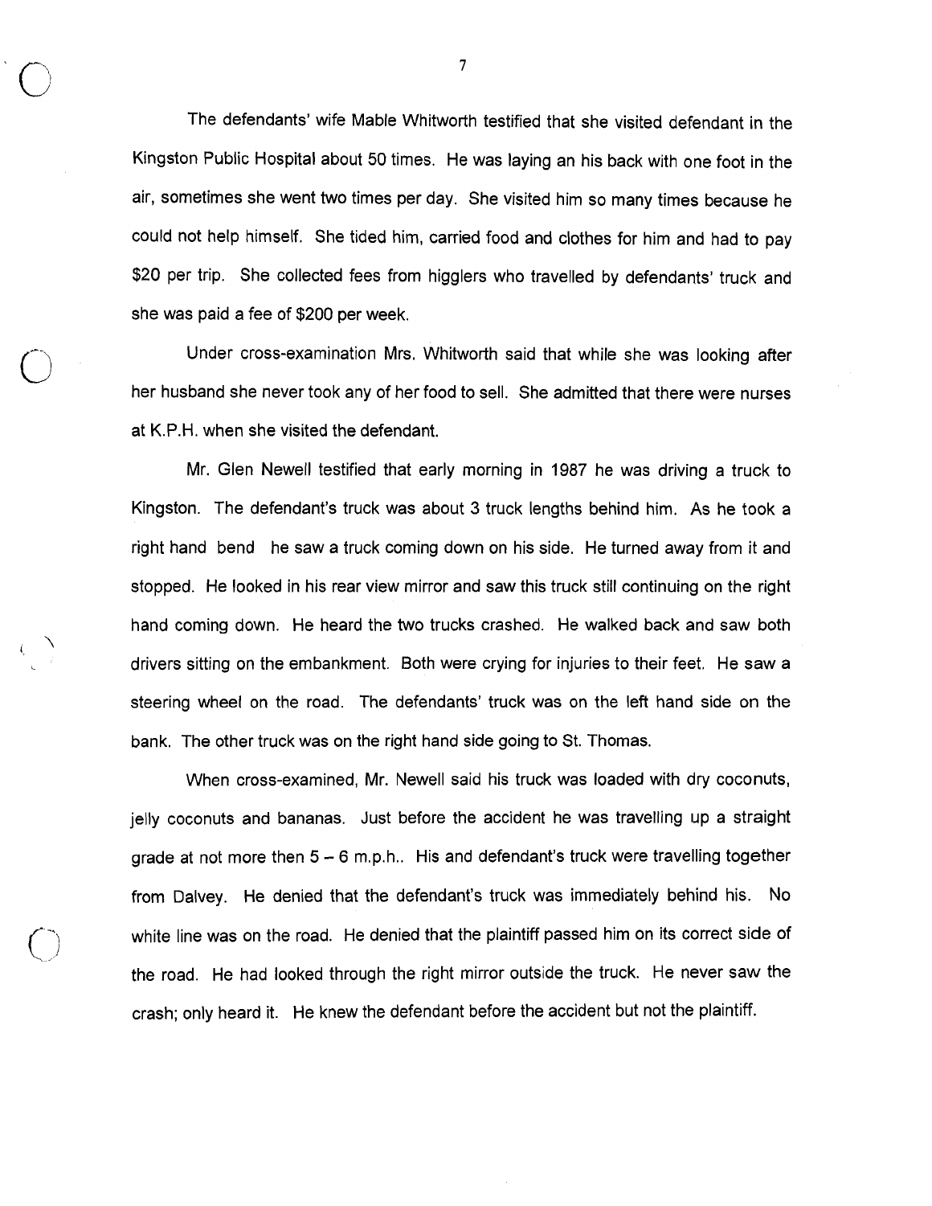The defendants' wife Mable Whitworth testified that she visited defendant in the Kingston Public Hospital about 50 times. He was laying an his back with one foot in the air, sometimes she went two times per day. She visited him so many times because he could not help himself. She tided him, carried food and clothes for him and had to pay $20 per trip. She collected fees from higglers who travelled by defendants' truck and she was paid a fee of $200 per week.

Under cross-examination Mrs. Whitworth said that while she was looking after her husband she never took any of her food to sell. She admitted that there were nurses at K.P.H. when she visited the defendant.

Mr. Glen Newell testified that early morning in 1987 he was driving a truck to Kingston. The defendant's truck was about 3 truck lengths behind him. As he took a right hand bend he saw a truck coming down on his side. He turned away from it and stopped. He looked in his rear view mirror and saw this truck still continuing on the right hand coming down. He heard the two trucks crashed. He walked back and saw both drivers sitting on the embankment. Both were crying for injuries to their feet. He saw a steering wheel on the road. The defendants' truck was on the left hand side on the bank. The other truck was on the right hand side going to St. Thomas.

When cross-examined, Mr. Newell said his truck was loaded with dry coconuts, jelly coconuts and bananas. Just before the accident he was travelling up a straight grade at not more then 5 – 6 m.p.h.. His and defendant's truck were travelling together from Dalvey. He denied that the defendant's truck was immediately behind his. No white line was on the road. He denied that the plaintiff passed him on its correct side of the road. He had looked through the right mirror outside the truck. He never saw the crash; only heard it. He knew the defendant before the accident but not the plaintiff.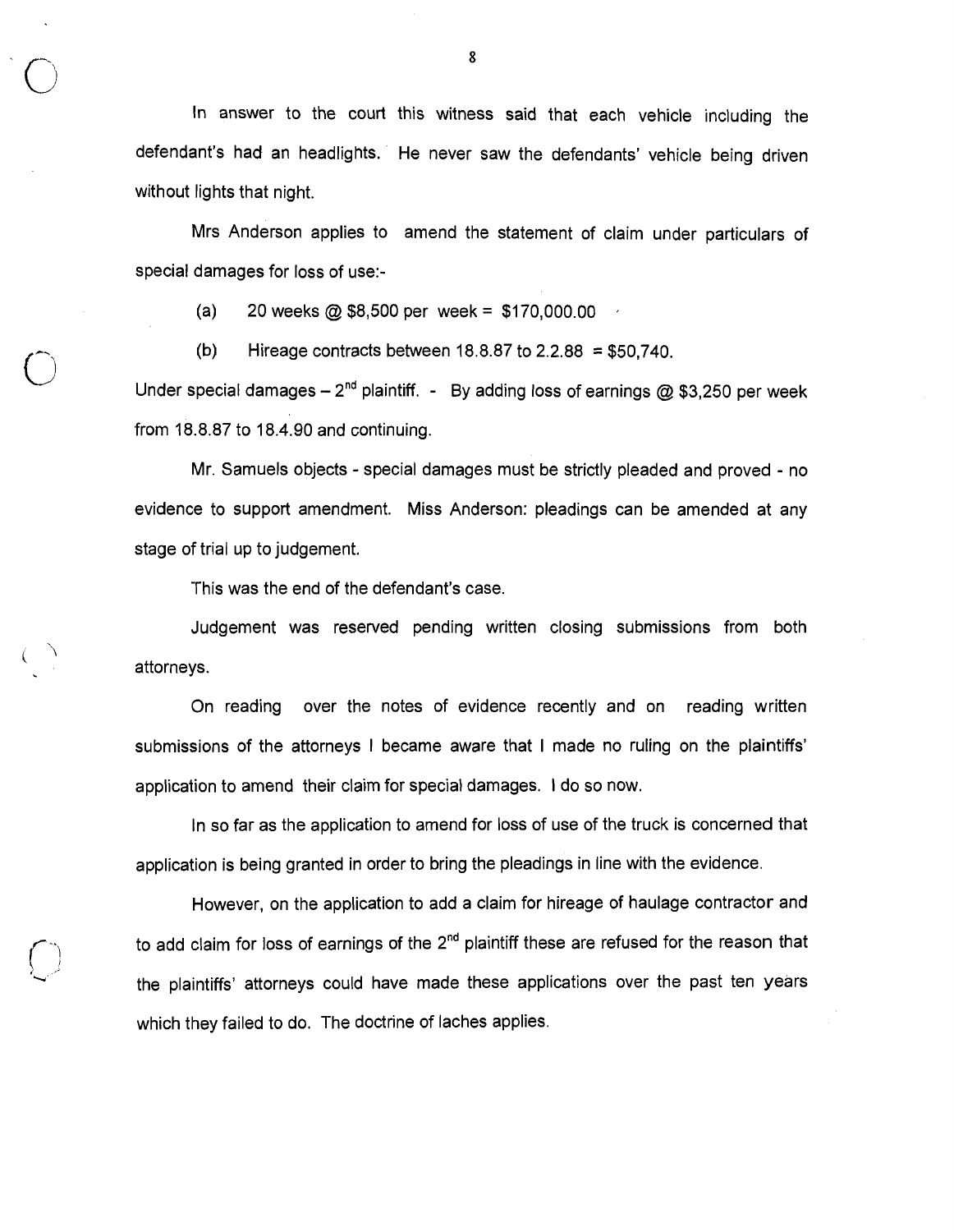In answer to the court this witness said that each vehicle including the defendant's had an headlights. He never saw the defendants' vehicle being driven without lights that night.

Mrs Anderson applies to amend the statement of claim under particulars of special damages for loss of use:-

(a) 20 weeks @ $8,500 per week = $170,000.00

(b) Hireage contracts between 18.8.87 to 2.2.88 = $50,740.

Under special damages – 2nd plaintiff. - By adding loss of earnings @ $3,250 per week from 18.8.87 to 18.4.90 and continuing.

Mr. Samuels objects - special damages must be strictly pleaded and proved - no evidence to support amendment. Miss Anderson: pleadings can be amended at any stage of trial up to judgement.

This was the end of the defendant's case.

Judgement was reserved pending written closing submissions from both attorneys.

On reading over the notes of evidence recently and on reading written submissions of the attorneys I became aware that I made no ruling on the plaintiffs' application to amend their claim for special damages. I do so now.

In so far as the application to amend for loss of use of the truck is concerned that application is being granted in order to bring the pleadings in line with the evidence.

However, on the application to add a claim for hireage of haulage contractor and to add claim for loss of earnings of the 2nd plaintiff these are refused for the reason that the plaintiffs' attorneys could have made these applications over the past ten years which they failed to do. The doctrine of laches applies.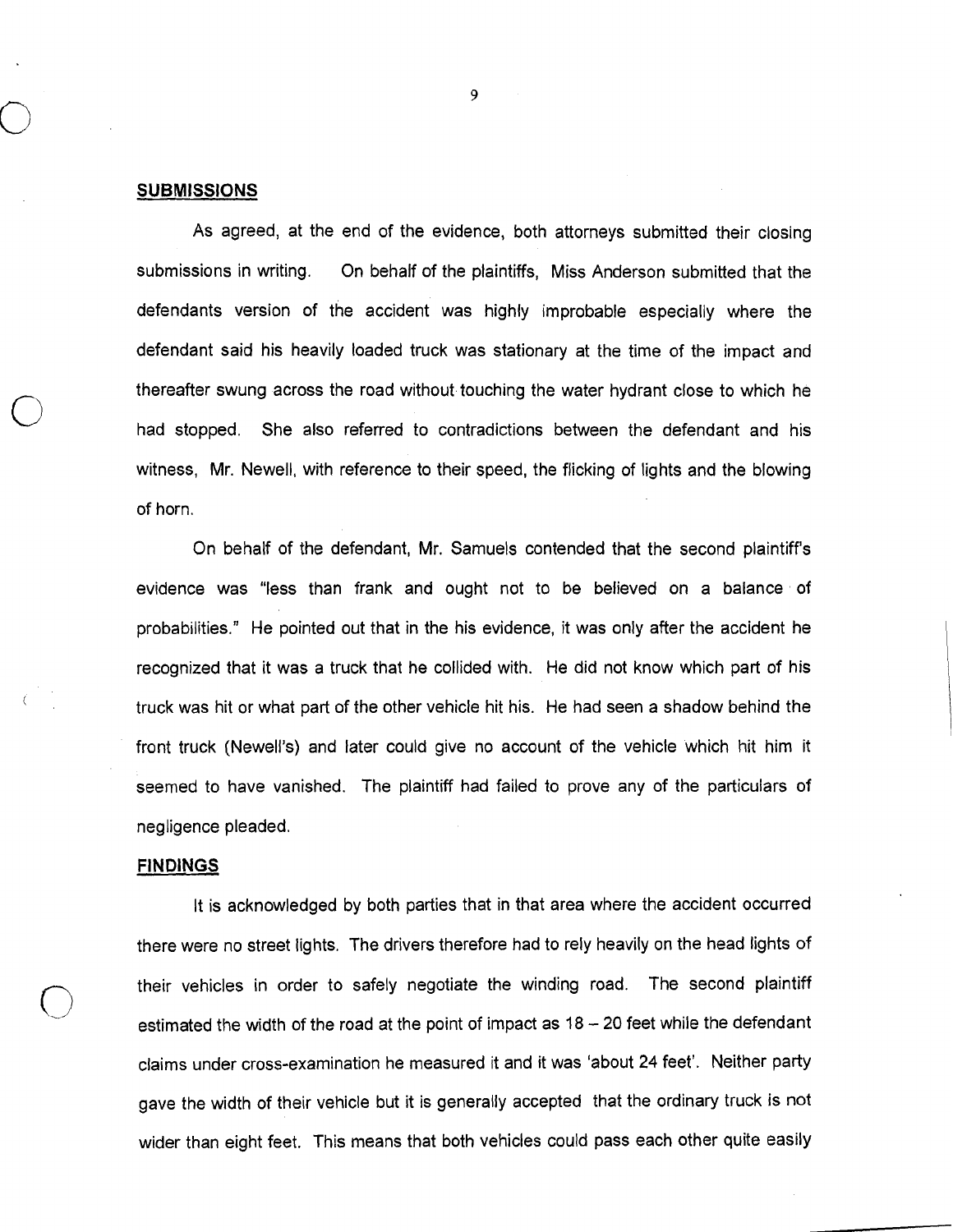**SUBMISSIONS**

As agreed, at the end of the evidence, both attorneys submitted their closing submissions in writing. On behalf of the plaintiffs, Miss Anderson submitted that the defendants version of the accident was highly improbable especially where the defendant said his heavily loaded truck was stationary at the time of the impact and thereafter swung across the road without touching the water hydrant close to which he had stopped. She also referred to contradictions between the defendant and his witness, Mr. Newell, with reference to their speed, the flicking of lights and the blowing of horn.

On behalf of the defendant, Mr. Samuels contended that the second plaintiff's evidence was "less than frank and ought not to be believed on a balance of probabilities." He pointed out that in the his evidence, it was only after the accident he recognized that it was a truck that he collided with. He did not know which part of his truck was hit or what part of the other vehicle hit his. He had seen a shadow behind the front truck (Newell's) and later could give no account of the vehicle which hit him it seemed to have vanished. The plaintiff had failed to prove any of the particulars of negligence pleaded.

**FINDINGS**

It is acknowledged by both parties that in that area where the accident occurred there were no street lights. The drivers therefore had to rely heavily on the head lights of their vehicles in order to safely negotiate the winding road. The second plaintiff estimated the width of the road at the point of impact as 18 – 20 feet while the defendant claims under cross-examination he measured it and it was 'about 24 feet'. Neither party gave the width of their vehicle but it is generally accepted that the ordinary truck is not wider than eight feet. This means that both vehicles could pass each other quite easily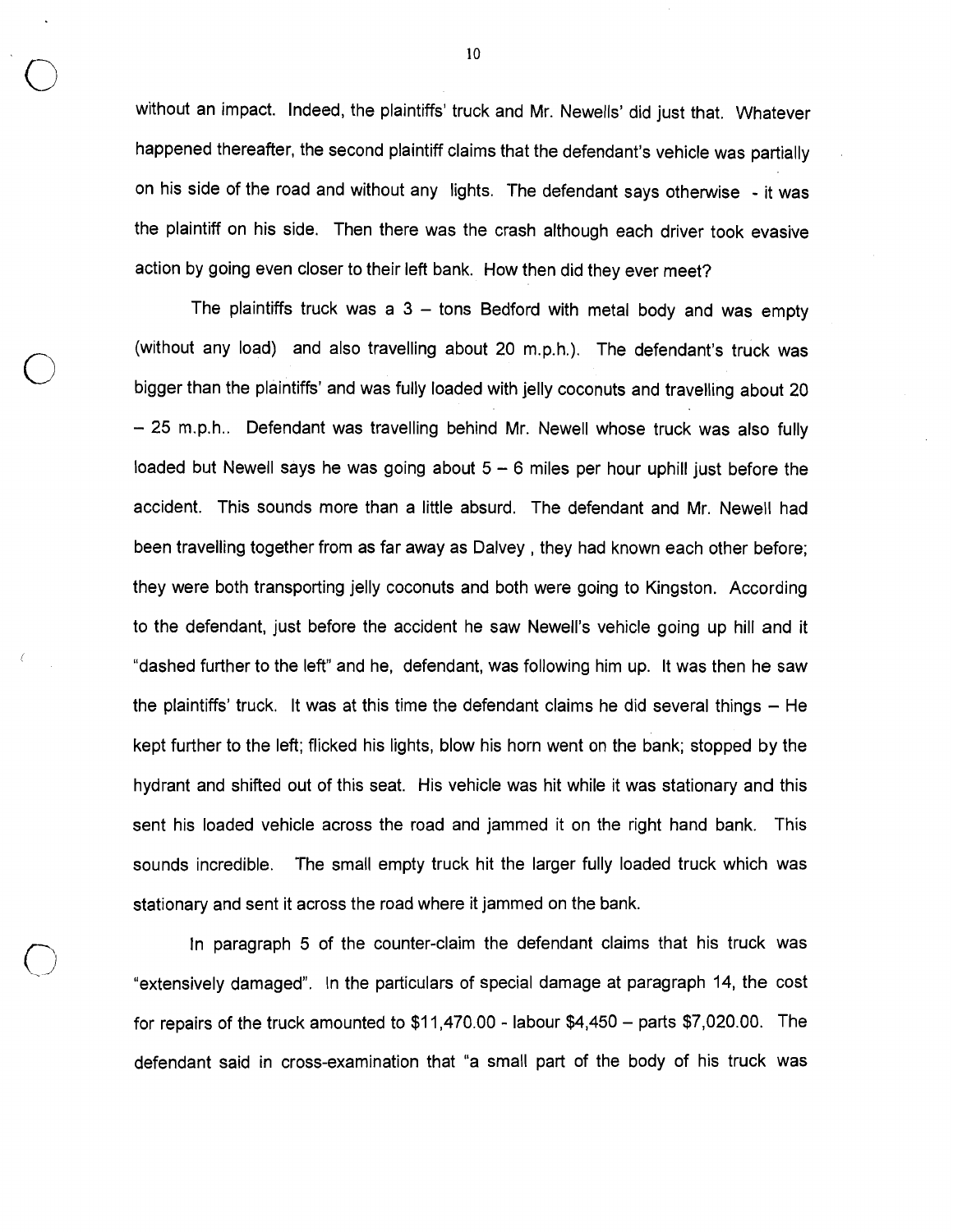without an impact. Indeed, the plaintiffs' truck and Mr. Newells' did just that. Whatever happened thereafter, the second plaintiff claims that the defendant's vehicle was partially on his side of the road and without any lights. The defendant says otherwise - it was the plaintiff on his side. Then there was the crash although each driver took evasive action by going even closer to their left bank. How then did they ever meet?

The plaintiffs truck was a 3 – tons Bedford with metal body and was empty (without any load) and also travelling about 20 m.p.h.). The defendant's truck was bigger than the plaintiffs' and was fully loaded with jelly coconuts and travelling about 20 – 25 m.p.h.. Defendant was travelling behind Mr. Newell whose truck was also fully loaded but Newell says he was going about 5 – 6 miles per hour uphill just before the accident. This sounds more than a little absurd. The defendant and Mr. Newell had been travelling together from as far away as Dalvey , they had known each other before; they were both transporting jelly coconuts and both were going to Kingston. According to the defendant, just before the accident he saw Newell's vehicle going up hill and it "dashed further to the left" and he, defendant, was following him up. It was then he saw the plaintiffs' truck. It was at this time the defendant claims he did several things – He kept further to the left; flicked his lights, blow his horn went on the bank; stopped by the hydrant and shifted out of this seat. His vehicle was hit while it was stationary and this sent his loaded vehicle across the road and jammed it on the right hand bank. This sounds incredible. The small empty truck hit the larger fully loaded truck which was stationary and sent it across the road where it jammed on the bank.

In paragraph 5 of the counter-claim the defendant claims that his truck was "extensively damaged". In the particulars of special damage at paragraph 14, the cost for repairs of the truck amounted to $11,470.00 - labour $4,450 – parts $7,020.00. The defendant said in cross-examination that "a small part of the body of his truck was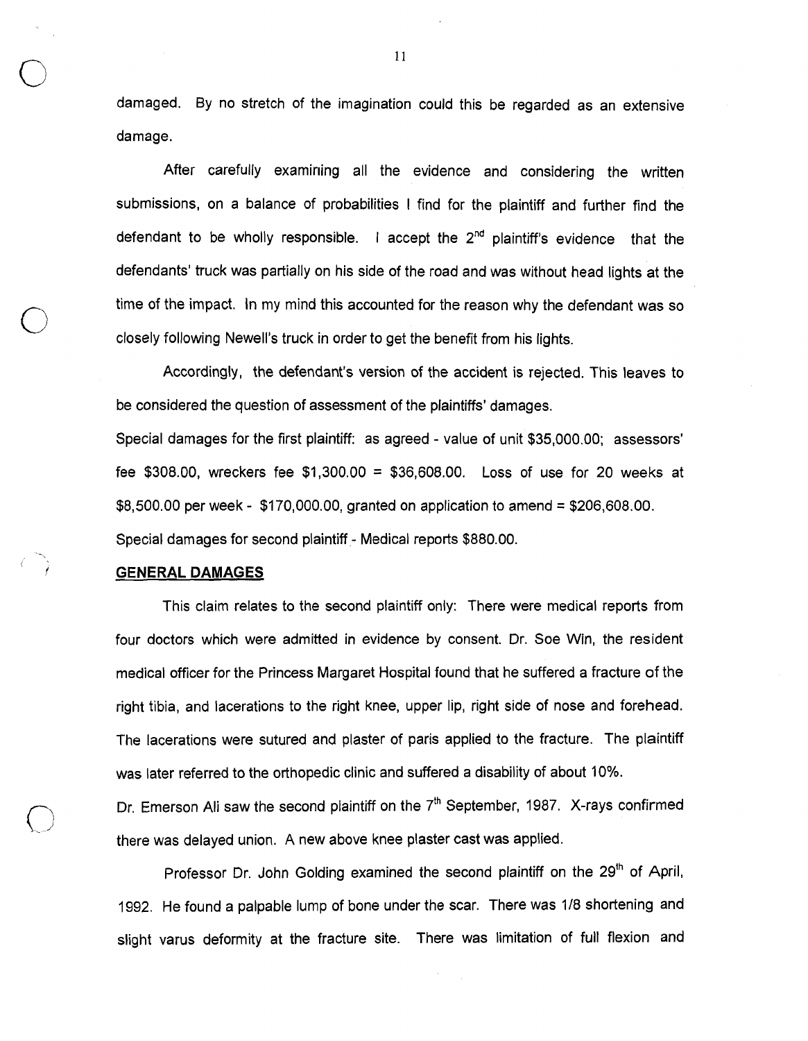damaged. By no stretch of the imagination could this be regarded as an extensive damage.

After carefully examining all the evidence and considering the written submissions, on a balance of probabilities I find for the plaintiff and further find the defendant to be wholly responsible. I accept the 2nd plaintiff's evidence that the defendants' truck was partially on his side of the road and was without head lights at the time of the impact. In my mind this accounted for the reason why the defendant was so closely following Newell's truck in order to get the benefit from his lights.

Accordingly, the defendant's version of the accident is rejected. This leaves to be considered the question of assessment of the plaintiffs' damages.

Special damages for the first plaintiff: as agreed - value of unit $35,000.00; assessors' fee $308.00, wreckers fee $1,300.00 = $36,608.00. Loss of use for 20 weeks at $8,500.00 per week - $170,000.00, granted on application to amend = $206,608.00.

Special damages for second plaintiff - Medical reports $880.00.

**GENERAL DAMAGES**

This claim relates to the second plaintiff only: There were medical reports from four doctors which were admitted in evidence by consent. Dr. Soe Win, the resident medical officer for the Princess Margaret Hospital found that he suffered a fracture of the right tibia, and lacerations to the right knee, upper lip, right side of nose and forehead. The lacerations were sutured and plaster of paris applied to the fracture. The plaintiff was later referred to the orthopedic clinic and suffered a disability of about 10%.

Dr. Emerson Ali saw the second plaintiff on the 7th September, 1987. X-rays confirmed there was delayed union. A new above knee plaster cast was applied.

Professor Dr. John Golding examined the second plaintiff on the 29th of April, 1992. He found a palpable lump of bone under the scar. There was 1/8 shortening and slight varus deformity at the fracture site. There was limitation of full flexion and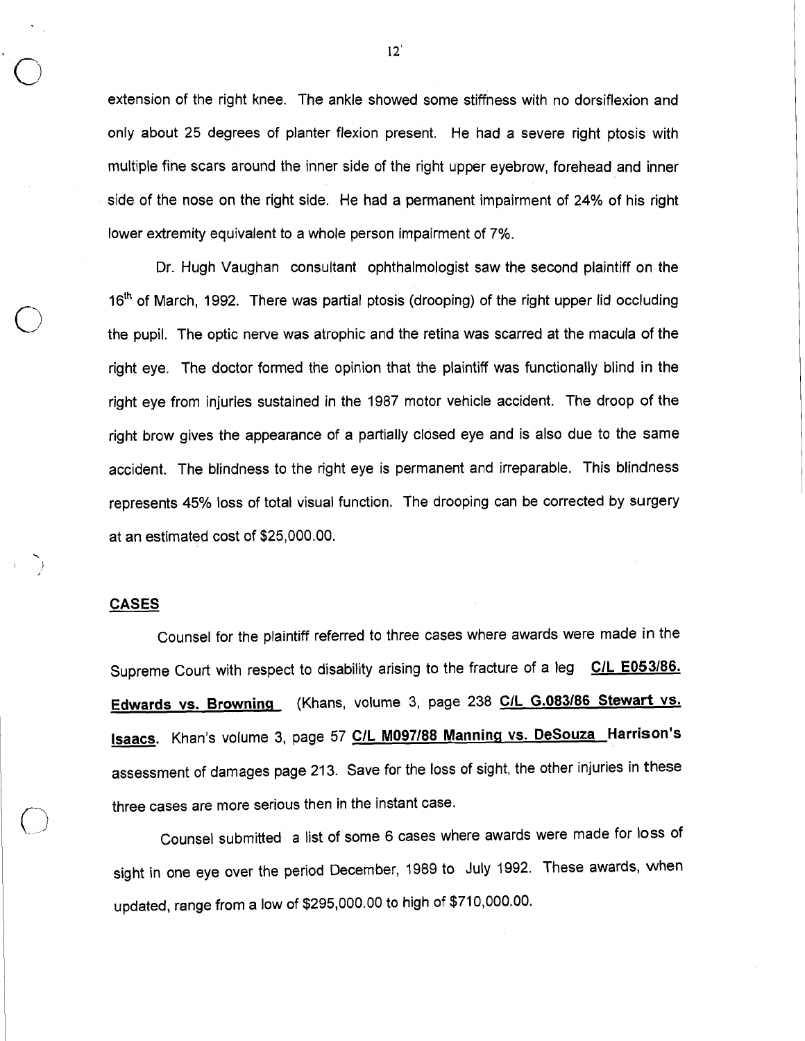extension of the right knee. The ankle showed some stiffness with no dorsiflexion and only about 25 degrees of planter flexion present. He had a severe right ptosis with multiple fine scars around the inner side of the right upper eyebrow, forehead and inner side of the nose on the right side. He had a permanent impairment of 24% of his right lower extremity equivalent to a whole person impairment of 7%.

Dr. Hugh Vaughan consultant ophthalmologist saw the second plaintiff on the 16th of March, 1992. There was partial ptosis (drooping) of the right upper lid occluding the pupil. The optic nerve was atrophic and the retina was scarred at the macula of the right eye. The doctor formed the opinion that the plaintiff was functionally blind in the right eye from injuries sustained in the 1987 motor vehicle accident. The droop of the right brow gives the appearance of a partially closed eye and is also due to the same accident. The blindness to the right eye is permanent and irreparable. This blindness represents 45% loss of total visual function. The drooping can be corrected by surgery at an estimated cost of $25,000.00.

**CASES**

Counsel for the plaintiff referred to three cases where awards were made in the Supreme Court with respect to disability arising to the fracture of a leg **C/L E053/86. Edwards vs. Browning** (Khans, volume 3, page 238 **C/L G.083/86 Stewart vs. Isaacs**. Khan's volume 3, page 57 **C/L M097/88 Manning vs. DeSouza** **Harrison's** assessment of damages page 213. Save for the loss of sight, the other injuries in these three cases are more serious then in the instant case.

Counsel submitted a list of some 6 cases where awards were made for loss of sight in one eye over the period December, 1989 to July 1992. These awards, when updated, range from a low of $295,000.00 to high of $710,000.00.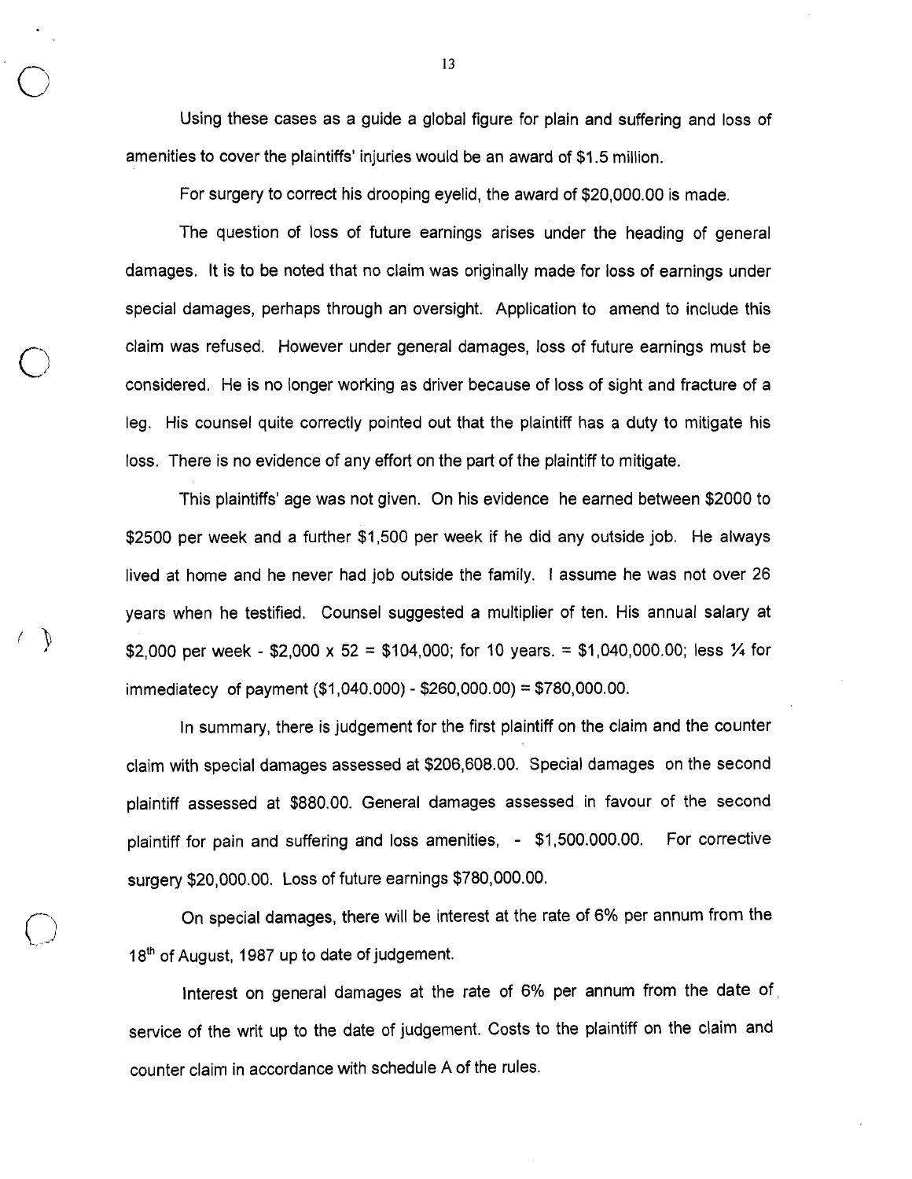Using these cases as a guide a global figure for plain and suffering and loss of amenities to cover the plaintiffs' injuries would be an award of $1.5 million.

For surgery to correct his drooping eyelid, the award of $20,000.00 is made.

The question of loss of future earnings arises under the heading of general damages. It is to be noted that no claim was originally made for loss of earnings under special damages, perhaps through an oversight. Application to amend to include this claim was refused. However under general damages, loss of future earnings must be considered. He is no longer working as driver because of loss of sight and fracture of a leg. His counsel quite correctly pointed out that the plaintiff has a duty to mitigate his loss. There is no evidence of any effort on the part of the plaintiff to mitigate.

This plaintiffs' age was not given. On his evidence he earned between $2000 to $2500 per week and a further $1,500 per week if he did any outside job. He always lived at home and he never had job outside the family. I assume he was not over 26 years when he testified. Counsel suggested a multiplier of ten. His annual salary at $2,000 per week - $2,000 x 52 = $104,000; for 10 years. = $1,040,000.00; less ¼ for immediatecy of payment ($1,040.000) - $260,000.00) = $780,000.00.

In summary, there is judgement for the first plaintiff on the claim and the counter claim with special damages assessed at $206,608.00. Special damages on the second plaintiff assessed at $880.00. General damages assessed in favour of the second plaintiff for pain and suffering and loss amenities, - $1,500.000.00. For corrective surgery $20,000.00. Loss of future earnings $780,000.00.

On special damages, there will be interest at the rate of 6% per annum from the 18th of August, 1987 up to date of judgement.

Interest on general damages at the rate of 6% per annum from the date of service of the writ up to the date of judgement. Costs to the plaintiff on the claim and counter claim in accordance with schedule A of the rules.